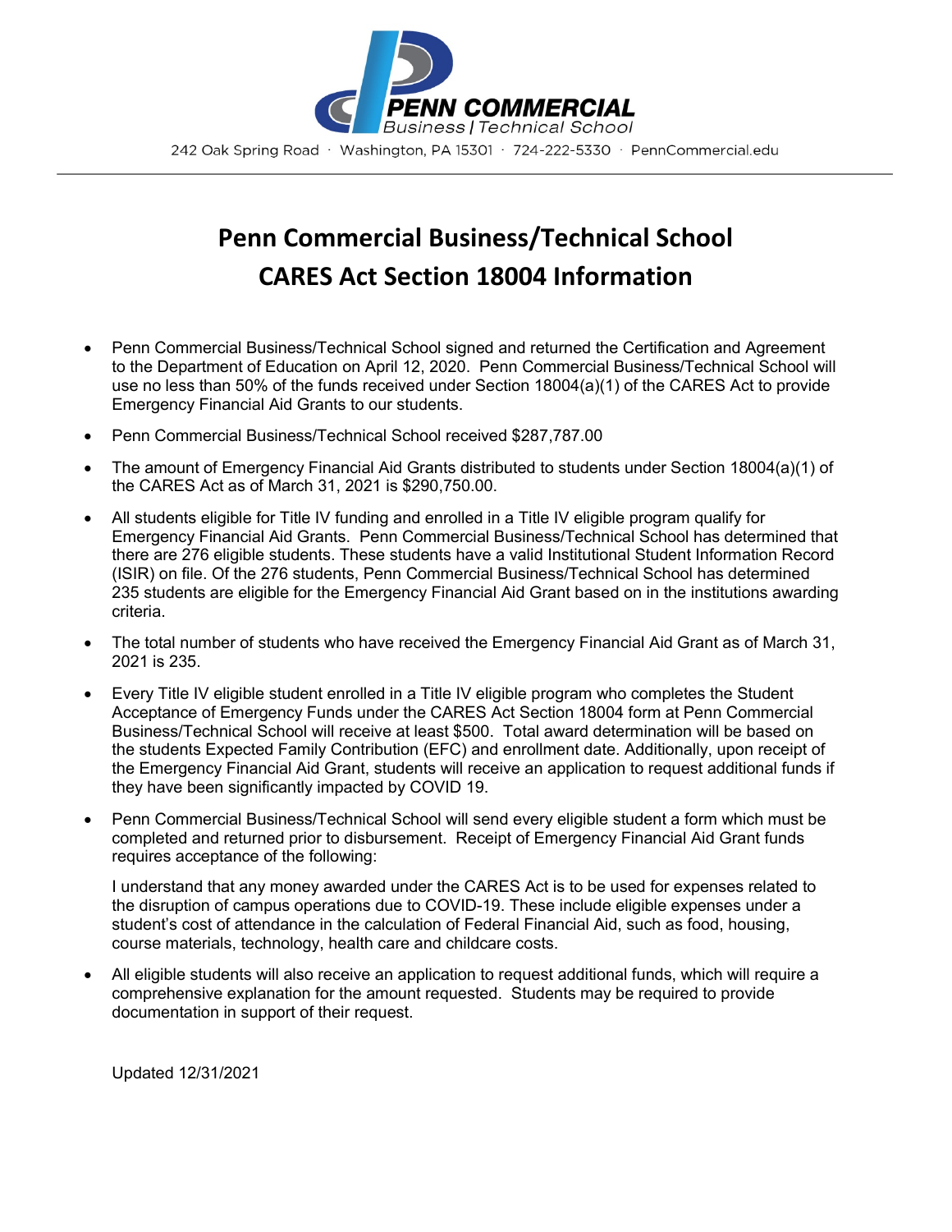PENN COMMERCIAL
Business | Technical School

242 Oak Spring Road · Washington, PA 15301 · 724-222-5330 · PennCommercial.edu

# Penn Commercial Business/Technical School CARES Act Section 18004 Information

- Penn Commercial Business/Technical School signed and returned the Certification and Agreement to the Department of Education on April 12, 2020. Penn Commercial Business/Technical School will use no less than 50% of the funds received under Section 18004(a)(1) of the CARES Act to provide Emergency Financial Aid Grants to our students.
- Penn Commercial Business/Technical School received $287,787.00
- The amount of Emergency Financial Aid Grants distributed to students under Section 18004(a)(1) of the CARES Act as of March 31, 2021 is $290,750.00.
- All students eligible for Title IV funding and enrolled in a Title IV eligible program qualify for Emergency Financial Aid Grants. Penn Commercial Business/Technical School has determined that there are 276 eligible students. These students have a valid Institutional Student Information Record (ISIR) on file. Of the 276 students, Penn Commercial Business/Technical School has determined 235 students are eligible for the Emergency Financial Aid Grant based on in the institutions awarding criteria.
- The total number of students who have received the Emergency Financial Aid Grant as of March 31, 2021 is 235.
- Every Title IV eligible student enrolled in a Title IV eligible program who completes the Student Acceptance of Emergency Funds under the CARES Act Section 18004 form at Penn Commercial Business/Technical School will receive at least $500. Total award determination will be based on the students Expected Family Contribution (EFC) and enrollment date. Additionally, upon receipt of the Emergency Financial Aid Grant, students will receive an application to request additional funds if they have been significantly impacted by COVID 19.
- Penn Commercial Business/Technical School will send every eligible student a form which must be completed and returned prior to disbursement. Receipt of Emergency Financial Aid Grant funds requires acceptance of the following:

  I understand that any money awarded under the CARES Act is to be used for expenses related to the disruption of campus operations due to COVID-19. These include eligible expenses under a student's cost of attendance in the calculation of Federal Financial Aid, such as food, housing, course materials, technology, health care and childcare costs.
- All eligible students will also receive an application to request additional funds, which will require a comprehensive explanation for the amount requested. Students may be required to provide documentation in support of their request.

Updated 12/31/2021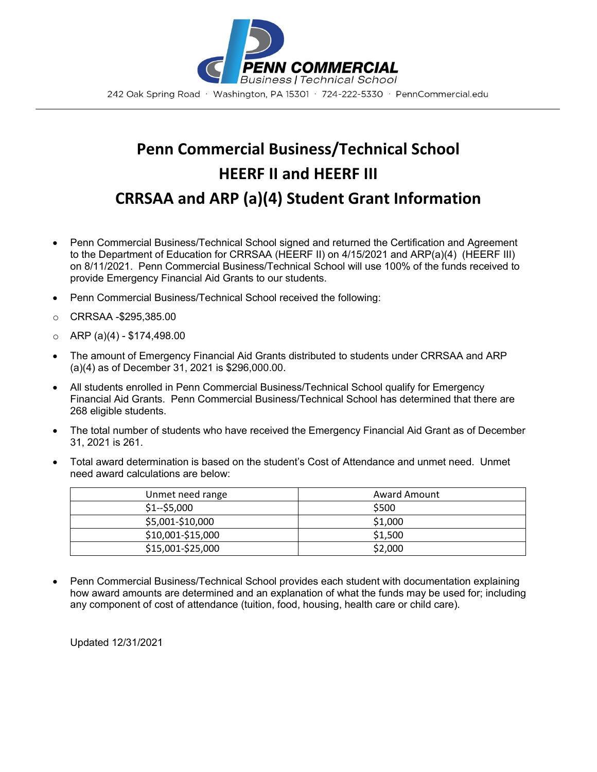PENN COMMERCIAL
Business | Technical School

242 Oak Spring Road · Washington, PA 15301 · 724-222-5330 · PennCommercial.edu

# Penn Commercial Business/Technical School
# HEERF II and HEERF III
# CRRSAA and ARP (a)(4) Student Grant Information

- Penn Commercial Business/Technical School signed and returned the Certification and Agreement to the Department of Education for CRRSAA (HEERF II) on 4/15/2021 and ARP(a)(4) (HEERF III) on 8/11/2021. Penn Commercial Business/Technical School will use 100% of the funds received to provide Emergency Financial Aid Grants to our students.
- Penn Commercial Business/Technical School received the following:
  - CRRSAA -$295,385.00
  - ARP (a)(4) - $174,498.00
- The amount of Emergency Financial Aid Grants distributed to students under CRRSAA and ARP (a)(4) as of December 31, 2021 is $296,000.00.
- All students enrolled in Penn Commercial Business/Technical School qualify for Emergency Financial Aid Grants. Penn Commercial Business/Technical School has determined that there are 268 eligible students.
- The total number of students who have received the Emergency Financial Aid Grant as of December 31, 2021 is 261.
- Total award determination is based on the student's Cost of Attendance and unmet need. Unmet need award calculations are below:

| Unmet need range | Award Amount |
|---|---|
| $1--$5,000 | $500 |
| $5,001-$10,000 | $1,000 |
| $10,001-$15,000 | $1,500 |
| $15,001-$25,000 | $2,000 |

- Penn Commercial Business/Technical School provides each student with documentation explaining how award amounts are determined and an explanation of what the funds may be used for; including any component of cost of attendance (tuition, food, housing, health care or child care).

Updated 12/31/2021